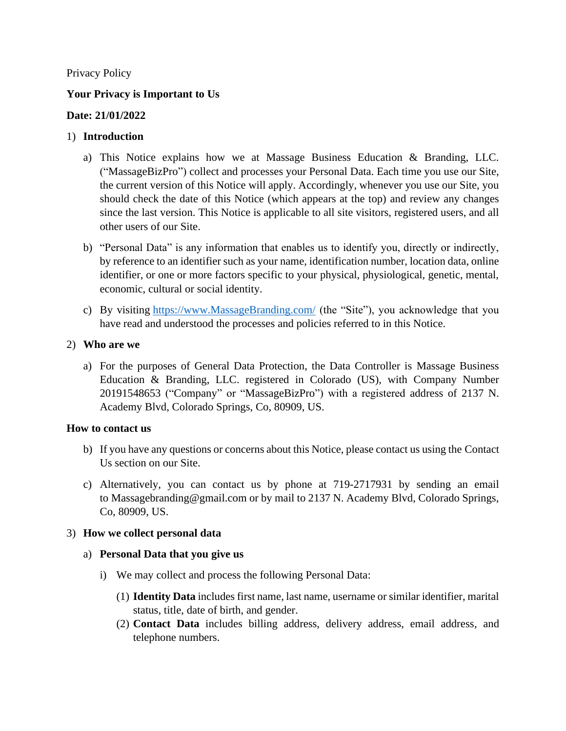Privacy Policy

**Your Privacy is Important to Us**

**Date: 21/01/2022**

1) **Introduction**

   a) This Notice explains how we at Massage Business Education & Branding, LLC. ("MassageBizPro") collect and processes your Personal Data. Each time you use our Site, the current version of this Notice will apply. Accordingly, whenever you use our Site, you should check the date of this Notice (which appears at the top) and review any changes since the last version. This Notice is applicable to all site visitors, registered users, and all other users of our Site.

   b) "Personal Data" is any information that enables us to identify you, directly or indirectly, by reference to an identifier such as your name, identification number, location data, online identifier, or one or more factors specific to your physical, physiological, genetic, mental, economic, cultural or social identity.

   c) By visiting [https://www.MassageBranding.com/](https://www.MassageBranding.com/) (the "Site"), you acknowledge that you have read and understood the processes and policies referred to in this Notice.

2) **Who are we**

   a) For the purposes of General Data Protection, the Data Controller is Massage Business Education & Branding, LLC. registered in Colorado (US), with Company Number 20191548653 ("Company" or "MassageBizPro") with a registered address of 2137 N. Academy Blvd, Colorado Springs, Co, 80909, US.

**How to contact us**

   b) If you have any questions or concerns about this Notice, please contact us using the Contact Us section on our Site.

   c) Alternatively, you can contact us by phone at 719-2717931 by sending an email to Massagebranding@gmail.com or by mail to 2137 N. Academy Blvd, Colorado Springs, Co, 80909, US.

3) **How we collect personal data**

   a) **Personal Data that you give us**

      i) We may collect and process the following Personal Data:

         (1) **Identity Data** includes first name, last name, username or similar identifier, marital status, title, date of birth, and gender.

         (2) **Contact Data** includes billing address, delivery address, email address, and telephone numbers.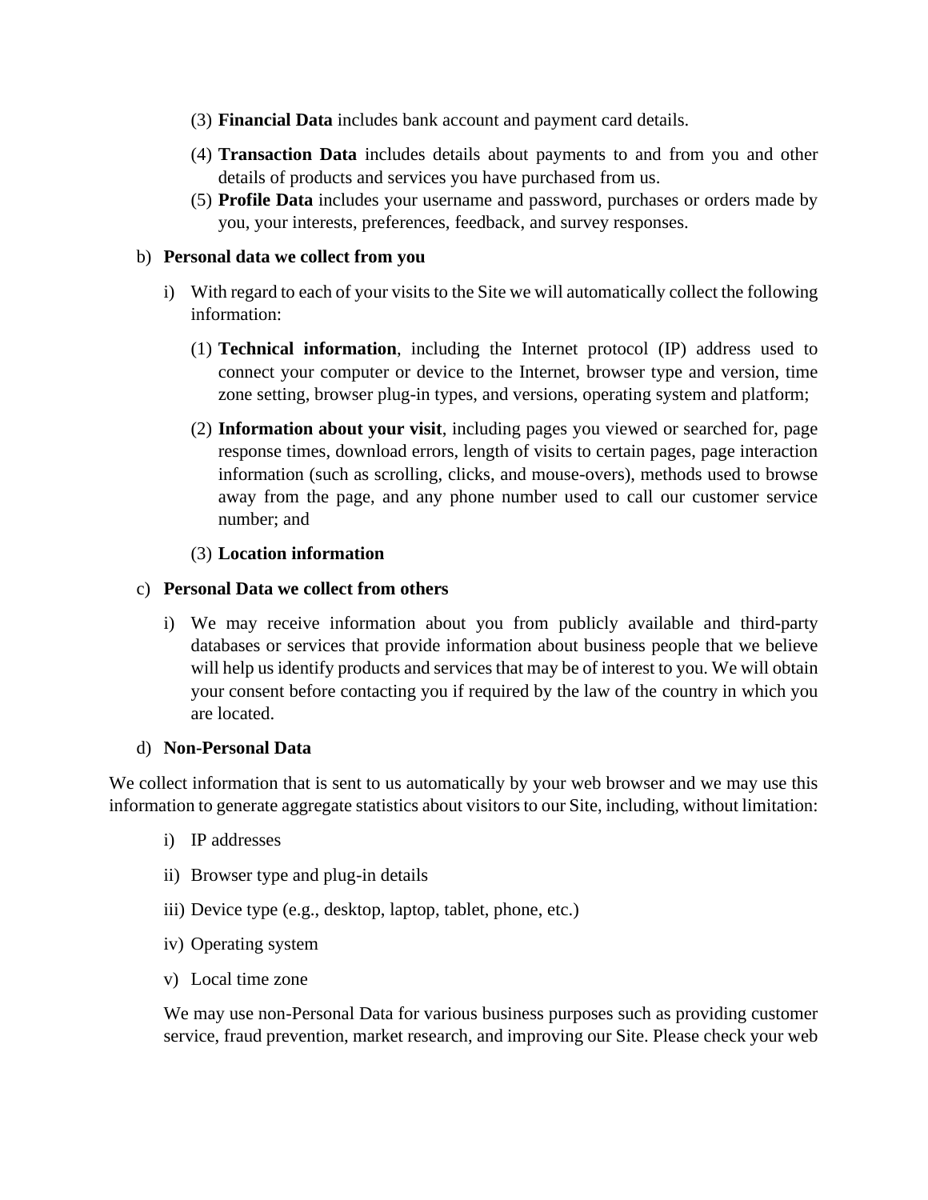(3) **Financial Data** includes bank account and payment card details.

(4) **Transaction Data** includes details about payments to and from you and other details of products and services you have purchased from us.

(5) **Profile Data** includes your username and password, purchases or orders made by you, your interests, preferences, feedback, and survey responses.

b) **Personal data we collect from you**

i) With regard to each of your visits to the Site we will automatically collect the following information:

(1) **Technical information**, including the Internet protocol (IP) address used to connect your computer or device to the Internet, browser type and version, time zone setting, browser plug-in types, and versions, operating system and platform;

(2) **Information about your visit**, including pages you viewed or searched for, page response times, download errors, length of visits to certain pages, page interaction information (such as scrolling, clicks, and mouse-overs), methods used to browse away from the page, and any phone number used to call our customer service number; and

(3) **Location information**

c) **Personal Data we collect from others**

i) We may receive information about you from publicly available and third-party databases or services that provide information about business people that we believe will help us identify products and services that may be of interest to you. We will obtain your consent before contacting you if required by the law of the country in which you are located.

d) **Non-Personal Data**

We collect information that is sent to us automatically by your web browser and we may use this information to generate aggregate statistics about visitors to our Site, including, without limitation:

i) IP addresses

ii) Browser type and plug-in details

iii) Device type (e.g., desktop, laptop, tablet, phone, etc.)

iv) Operating system

v) Local time zone

We may use non-Personal Data for various business purposes such as providing customer service, fraud prevention, market research, and improving our Site. Please check your web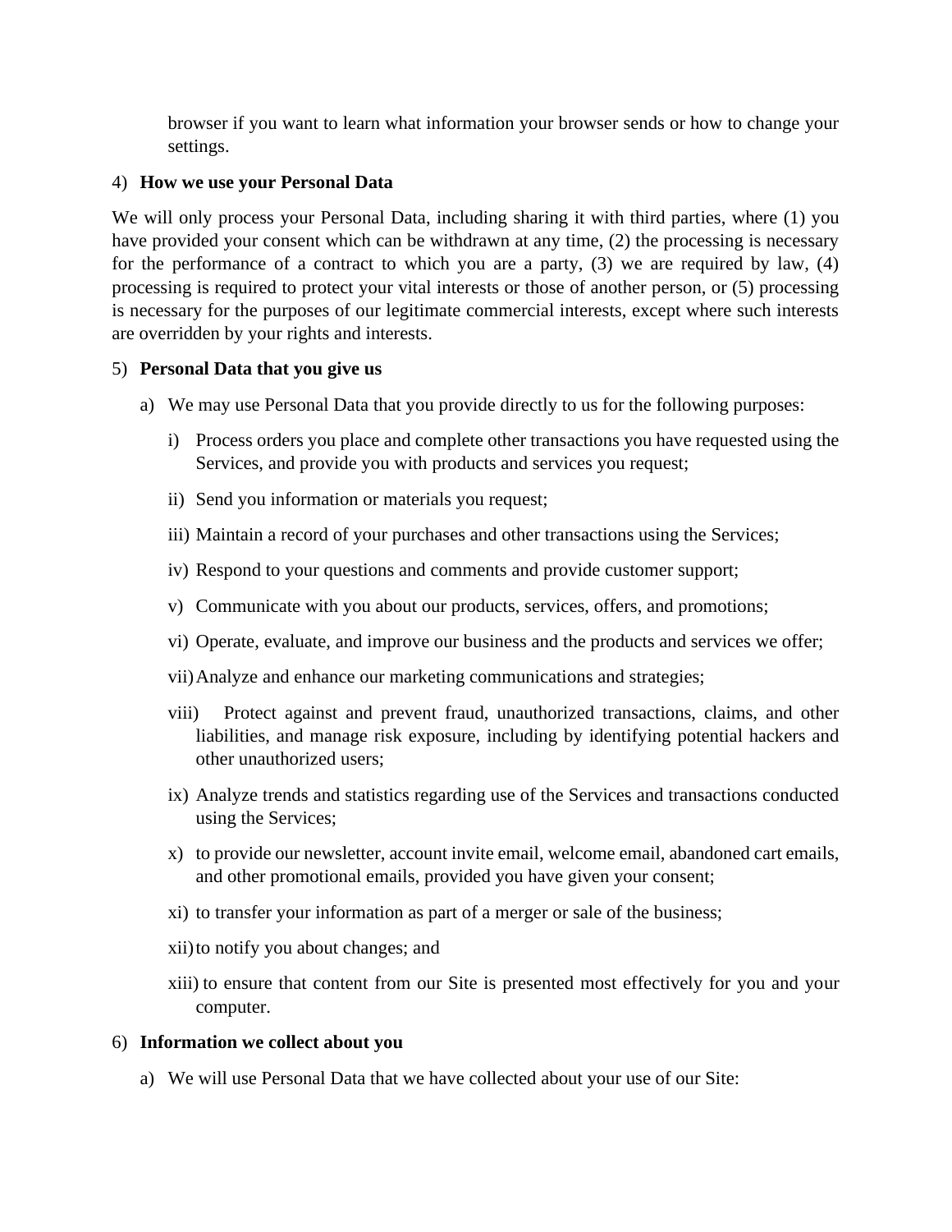browser if you want to learn what information your browser sends or how to change your settings.

4) **How we use your Personal Data**

We will only process your Personal Data, including sharing it with third parties, where (1) you have provided your consent which can be withdrawn at any time, (2) the processing is necessary for the performance of a contract to which you are a party, (3) we are required by law, (4) processing is required to protect your vital interests or those of another person, or (5) processing is necessary for the purposes of our legitimate commercial interests, except where such interests are overridden by your rights and interests.

5) **Personal Data that you give us**

a) We may use Personal Data that you provide directly to us for the following purposes:

i) Process orders you place and complete other transactions you have requested using the Services, and provide you with products and services you request;

ii) Send you information or materials you request;

iii) Maintain a record of your purchases and other transactions using the Services;

iv) Respond to your questions and comments and provide customer support;

v) Communicate with you about our products, services, offers, and promotions;

vi) Operate, evaluate, and improve our business and the products and services we offer;

vii) Analyze and enhance our marketing communications and strategies;

viii) Protect against and prevent fraud, unauthorized transactions, claims, and other liabilities, and manage risk exposure, including by identifying potential hackers and other unauthorized users;

ix) Analyze trends and statistics regarding use of the Services and transactions conducted using the Services;

x) to provide our newsletter, account invite email, welcome email, abandoned cart emails, and other promotional emails, provided you have given your consent;

xi) to transfer your information as part of a merger or sale of the business;

xii) to notify you about changes; and

xiii) to ensure that content from our Site is presented most effectively for you and your computer.

6) **Information we collect about you**

a) We will use Personal Data that we have collected about your use of our Site: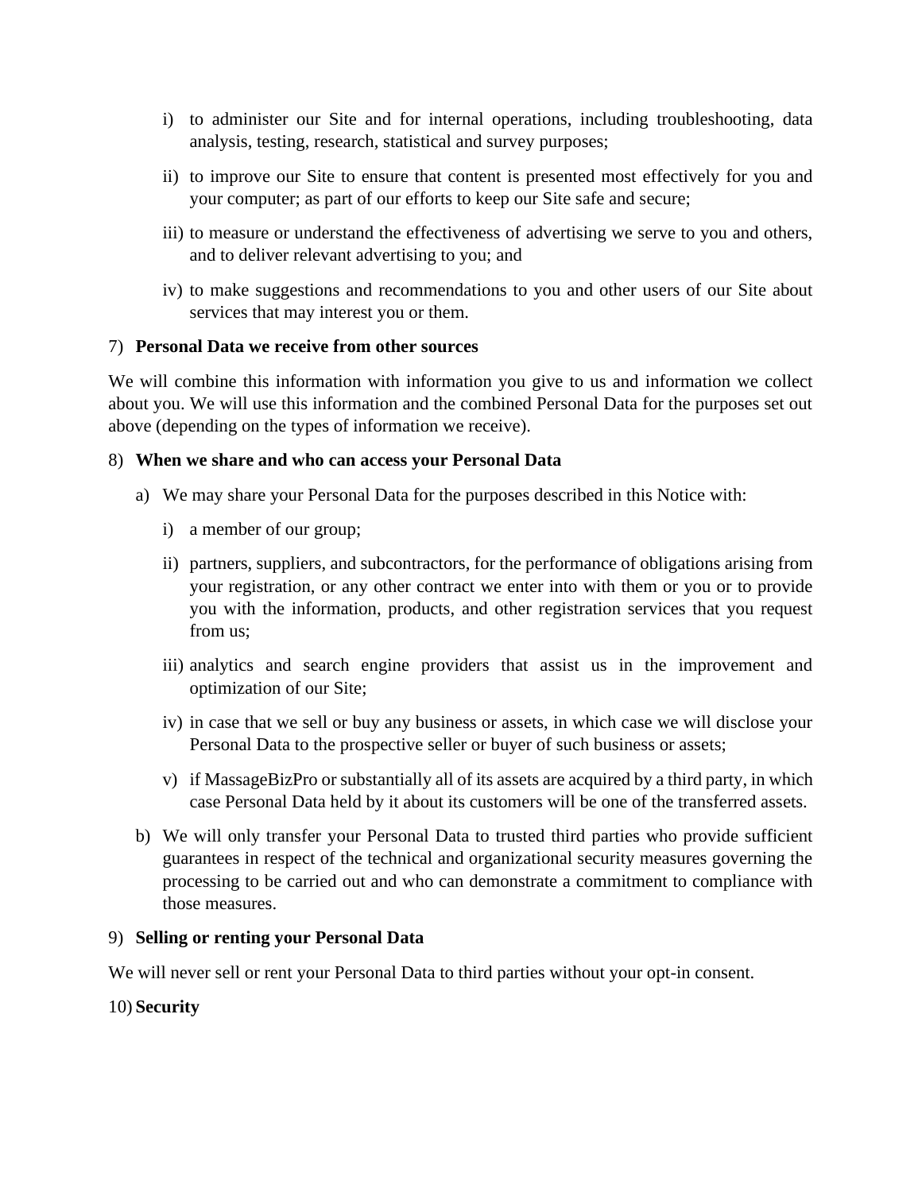i) to administer our Site and for internal operations, including troubleshooting, data analysis, testing, research, statistical and survey purposes;

ii) to improve our Site to ensure that content is presented most effectively for you and your computer; as part of our efforts to keep our Site safe and secure;

iii) to measure or understand the effectiveness of advertising we serve to you and others, and to deliver relevant advertising to you; and

iv) to make suggestions and recommendations to you and other users of our Site about services that may interest you or them.

7) **Personal Data we receive from other sources**

We will combine this information with information you give to us and information we collect about you. We will use this information and the combined Personal Data for the purposes set out above (depending on the types of information we receive).

8) **When we share and who can access your Personal Data**

a) We may share your Personal Data for the purposes described in this Notice with:

i) a member of our group;

ii) partners, suppliers, and subcontractors, for the performance of obligations arising from your registration, or any other contract we enter into with them or you or to provide you with the information, products, and other registration services that you request from us;

iii) analytics and search engine providers that assist us in the improvement and optimization of our Site;

iv) in case that we sell or buy any business or assets, in which case we will disclose your Personal Data to the prospective seller or buyer of such business or assets;

v) if MassageBizPro or substantially all of its assets are acquired by a third party, in which case Personal Data held by it about its customers will be one of the transferred assets.

b) We will only transfer your Personal Data to trusted third parties who provide sufficient guarantees in respect of the technical and organizational security measures governing the processing to be carried out and who can demonstrate a commitment to compliance with those measures.

9) **Selling or renting your Personal Data**

We will never sell or rent your Personal Data to third parties without your opt-in consent.

10) **Security**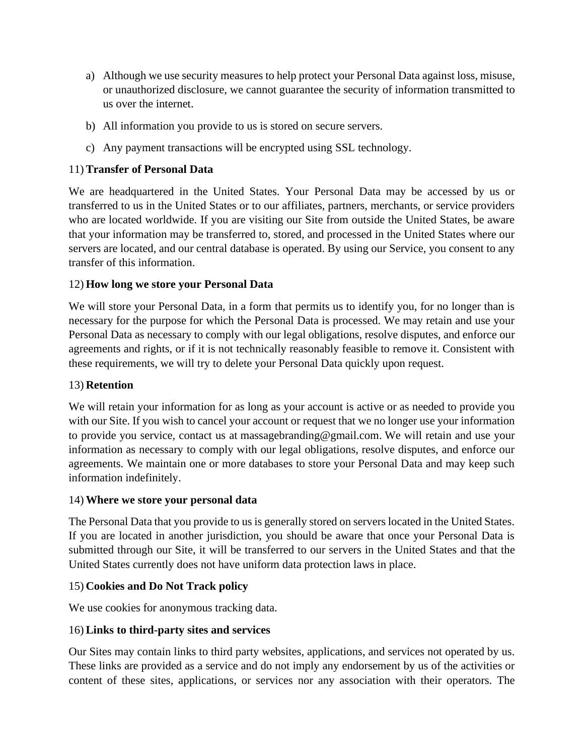a) Although we use security measures to help protect your Personal Data against loss, misuse, or unauthorized disclosure, we cannot guarantee the security of information transmitted to us over the internet.

b) All information you provide to us is stored on secure servers.

c) Any payment transactions will be encrypted using SSL technology.

11) **Transfer of Personal Data**

We are headquartered in the United States. Your Personal Data may be accessed by us or transferred to us in the United States or to our affiliates, partners, merchants, or service providers who are located worldwide. If you are visiting our Site from outside the United States, be aware that your information may be transferred to, stored, and processed in the United States where our servers are located, and our central database is operated. By using our Service, you consent to any transfer of this information.

12) **How long we store your Personal Data**

We will store your Personal Data, in a form that permits us to identify you, for no longer than is necessary for the purpose for which the Personal Data is processed. We may retain and use your Personal Data as necessary to comply with our legal obligations, resolve disputes, and enforce our agreements and rights, or if it is not technically reasonably feasible to remove it. Consistent with these requirements, we will try to delete your Personal Data quickly upon request.

13) **Retention**

We will retain your information for as long as your account is active or as needed to provide you with our Site. If you wish to cancel your account or request that we no longer use your information to provide you service, contact us at massagebranding@gmail.com. We will retain and use your information as necessary to comply with our legal obligations, resolve disputes, and enforce our agreements. We maintain one or more databases to store your Personal Data and may keep such information indefinitely.

14) **Where we store your personal data**

The Personal Data that you provide to us is generally stored on servers located in the United States. If you are located in another jurisdiction, you should be aware that once your Personal Data is submitted through our Site, it will be transferred to our servers in the United States and that the United States currently does not have uniform data protection laws in place.

15) **Cookies and Do Not Track policy**

We use cookies for anonymous tracking data.

16) **Links to third-party sites and services**

Our Sites may contain links to third party websites, applications, and services not operated by us. These links are provided as a service and do not imply any endorsement by us of the activities or content of these sites, applications, or services nor any association with their operators. The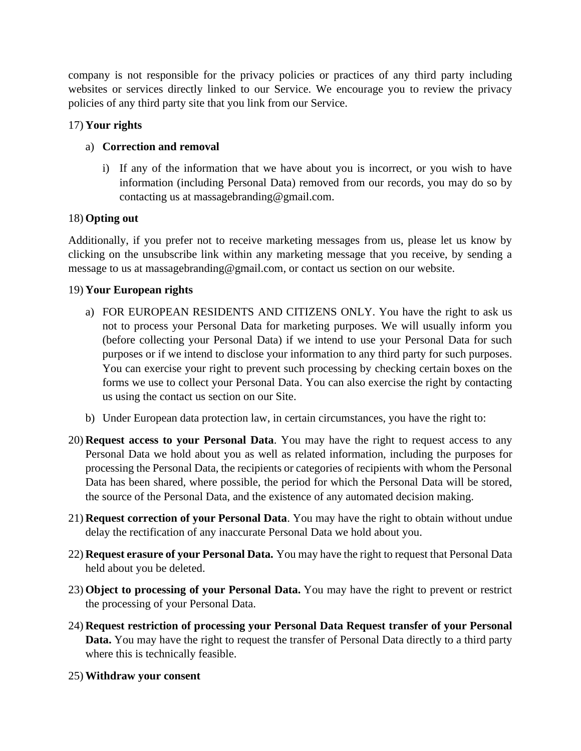company is not responsible for the privacy policies or practices of any third party including websites or services directly linked to our Service. We encourage you to review the privacy policies of any third party site that you link from our Service.

17) **Your rights**

   a) **Correction and removal**

      i) If any of the information that we have about you is incorrect, or you wish to have information (including Personal Data) removed from our records, you may do so by contacting us at massagebranding@gmail.com.

18) **Opting out**

Additionally, if you prefer not to receive marketing messages from us, please let us know by clicking on the unsubscribe link within any marketing message that you receive, by sending a message to us at massagebranding@gmail.com, or contact us section on our website.

19) **Your European rights**

   a) FOR EUROPEAN RESIDENTS AND CITIZENS ONLY. You have the right to ask us not to process your Personal Data for marketing purposes. We will usually inform you (before collecting your Personal Data) if we intend to use your Personal Data for such purposes or if we intend to disclose your information to any third party for such purposes. You can exercise your right to prevent such processing by checking certain boxes on the forms we use to collect your Personal Data. You can also exercise the right by contacting us using the contact us section on our Site.

   b) Under European data protection law, in certain circumstances, you have the right to:

20) **Request access to your Personal Data**. You may have the right to request access to any Personal Data we hold about you as well as related information, including the purposes for processing the Personal Data, the recipients or categories of recipients with whom the Personal Data has been shared, where possible, the period for which the Personal Data will be stored, the source of the Personal Data, and the existence of any automated decision making.

21) **Request correction of your Personal Data**. You may have the right to obtain without undue delay the rectification of any inaccurate Personal Data we hold about you.

22) **Request erasure of your Personal Data.** You may have the right to request that Personal Data held about you be deleted.

23) **Object to processing of your Personal Data.** You may have the right to prevent or restrict the processing of your Personal Data.

24) **Request restriction of processing your Personal Data Request transfer of your Personal Data.** You may have the right to request the transfer of Personal Data directly to a third party where this is technically feasible.

25) **Withdraw your consent**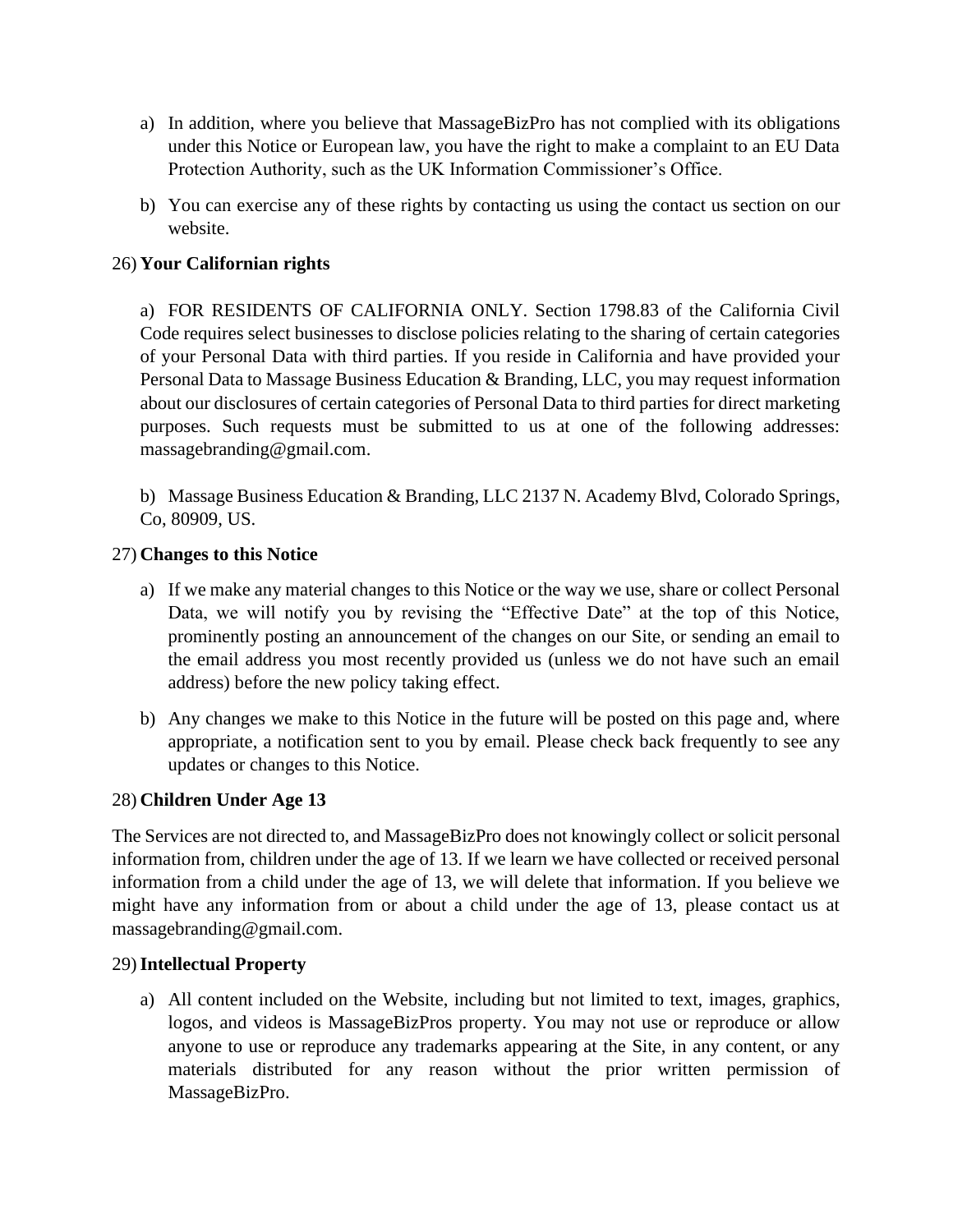a) In addition, where you believe that MassageBizPro has not complied with its obligations under this Notice or European law, you have the right to make a complaint to an EU Data Protection Authority, such as the UK Information Commissioner's Office.

b) You can exercise any of these rights by contacting us using the contact us section on our website.

26) **Your Californian rights**

a) FOR RESIDENTS OF CALIFORNIA ONLY. Section 1798.83 of the California Civil Code requires select businesses to disclose policies relating to the sharing of certain categories of your Personal Data with third parties. If you reside in California and have provided your Personal Data to Massage Business Education & Branding, LLC, you may request information about our disclosures of certain categories of Personal Data to third parties for direct marketing purposes. Such requests must be submitted to us at one of the following addresses: massagebranding@gmail.com.

b) Massage Business Education & Branding, LLC 2137 N. Academy Blvd, Colorado Springs, Co, 80909, US.

27) **Changes to this Notice**

a) If we make any material changes to this Notice or the way we use, share or collect Personal Data, we will notify you by revising the "Effective Date" at the top of this Notice, prominently posting an announcement of the changes on our Site, or sending an email to the email address you most recently provided us (unless we do not have such an email address) before the new policy taking effect.

b) Any changes we make to this Notice in the future will be posted on this page and, where appropriate, a notification sent to you by email. Please check back frequently to see any updates or changes to this Notice.

28) **Children Under Age 13**

The Services are not directed to, and MassageBizPro does not knowingly collect or solicit personal information from, children under the age of 13. If we learn we have collected or received personal information from a child under the age of 13, we will delete that information. If you believe we might have any information from or about a child under the age of 13, please contact us at massagebranding@gmail.com.

29) **Intellectual Property**

a) All content included on the Website, including but not limited to text, images, graphics, logos, and videos is MassageBizPros property. You may not use or reproduce or allow anyone to use or reproduce any trademarks appearing at the Site, in any content, or any materials distributed for any reason without the prior written permission of MassageBizPro.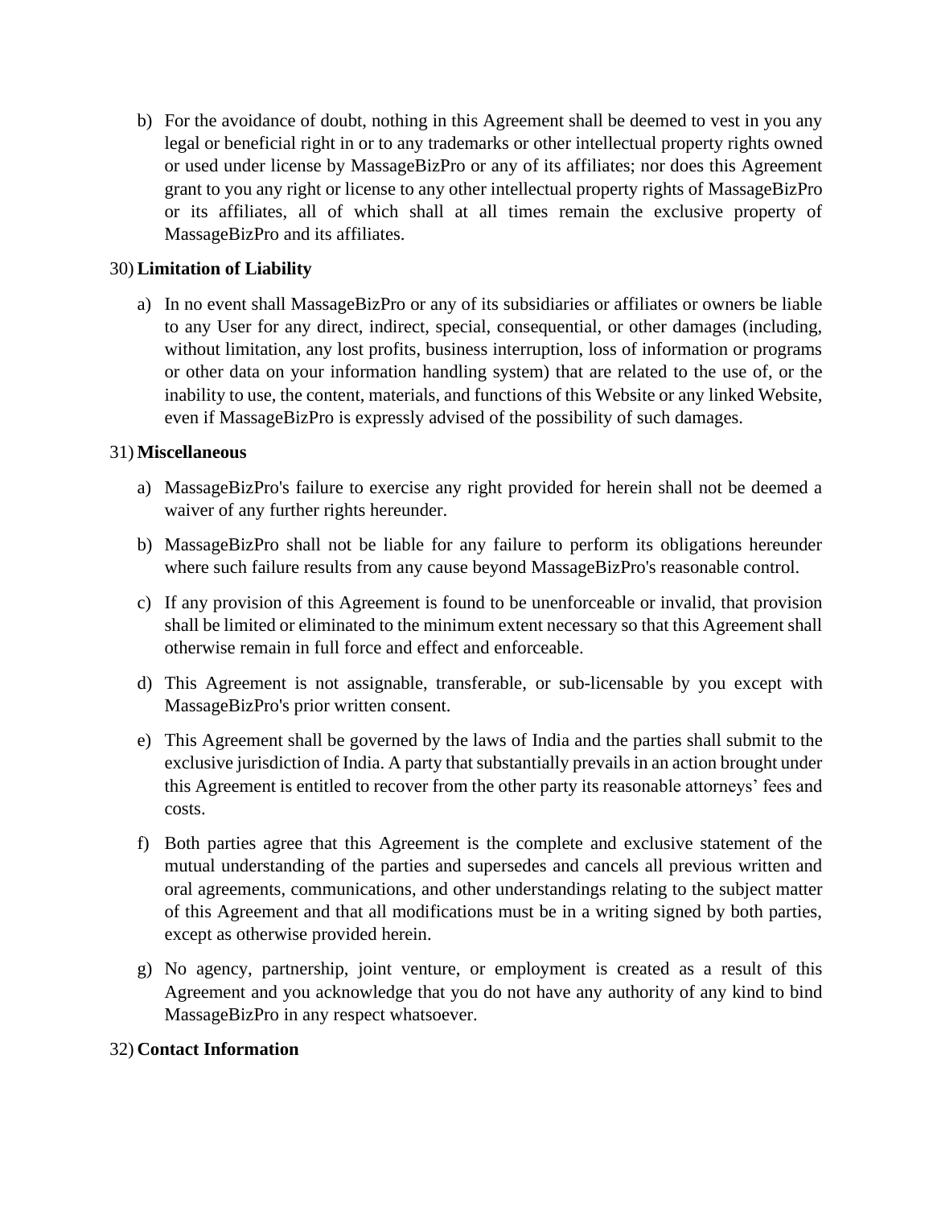b) For the avoidance of doubt, nothing in this Agreement shall be deemed to vest in you any legal or beneficial right in or to any trademarks or other intellectual property rights owned or used under license by MassageBizPro or any of its affiliates; nor does this Agreement grant to you any right or license to any other intellectual property rights of MassageBizPro or its affiliates, all of which shall at all times remain the exclusive property of MassageBizPro and its affiliates.

30) **Limitation of Liability**

a) In no event shall MassageBizPro or any of its subsidiaries or affiliates or owners be liable to any User for any direct, indirect, special, consequential, or other damages (including, without limitation, any lost profits, business interruption, loss of information or programs or other data on your information handling system) that are related to the use of, or the inability to use, the content, materials, and functions of this Website or any linked Website, even if MassageBizPro is expressly advised of the possibility of such damages.

31) **Miscellaneous**

a) MassageBizPro's failure to exercise any right provided for herein shall not be deemed a waiver of any further rights hereunder.

b) MassageBizPro shall not be liable for any failure to perform its obligations hereunder where such failure results from any cause beyond MassageBizPro's reasonable control.

c) If any provision of this Agreement is found to be unenforceable or invalid, that provision shall be limited or eliminated to the minimum extent necessary so that this Agreement shall otherwise remain in full force and effect and enforceable.

d) This Agreement is not assignable, transferable, or sub-licensable by you except with MassageBizPro's prior written consent.

e) This Agreement shall be governed by the laws of India and the parties shall submit to the exclusive jurisdiction of India. A party that substantially prevails in an action brought under this Agreement is entitled to recover from the other party its reasonable attorneys' fees and costs.

f) Both parties agree that this Agreement is the complete and exclusive statement of the mutual understanding of the parties and supersedes and cancels all previous written and oral agreements, communications, and other understandings relating to the subject matter of this Agreement and that all modifications must be in a writing signed by both parties, except as otherwise provided herein.

g) No agency, partnership, joint venture, or employment is created as a result of this Agreement and you acknowledge that you do not have any authority of any kind to bind MassageBizPro in any respect whatsoever.

32) **Contact Information**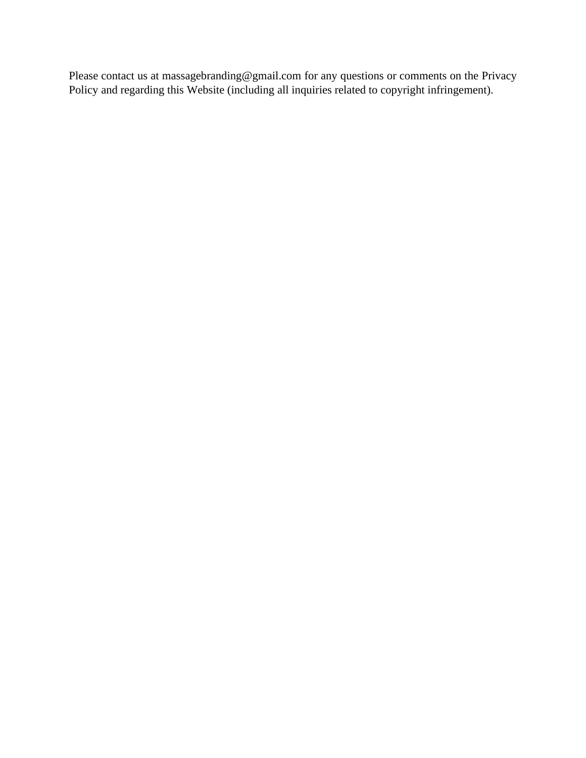Please contact us at massagebranding@gmail.com for any questions or comments on the Privacy Policy and regarding this Website (including all inquiries related to copyright infringement).